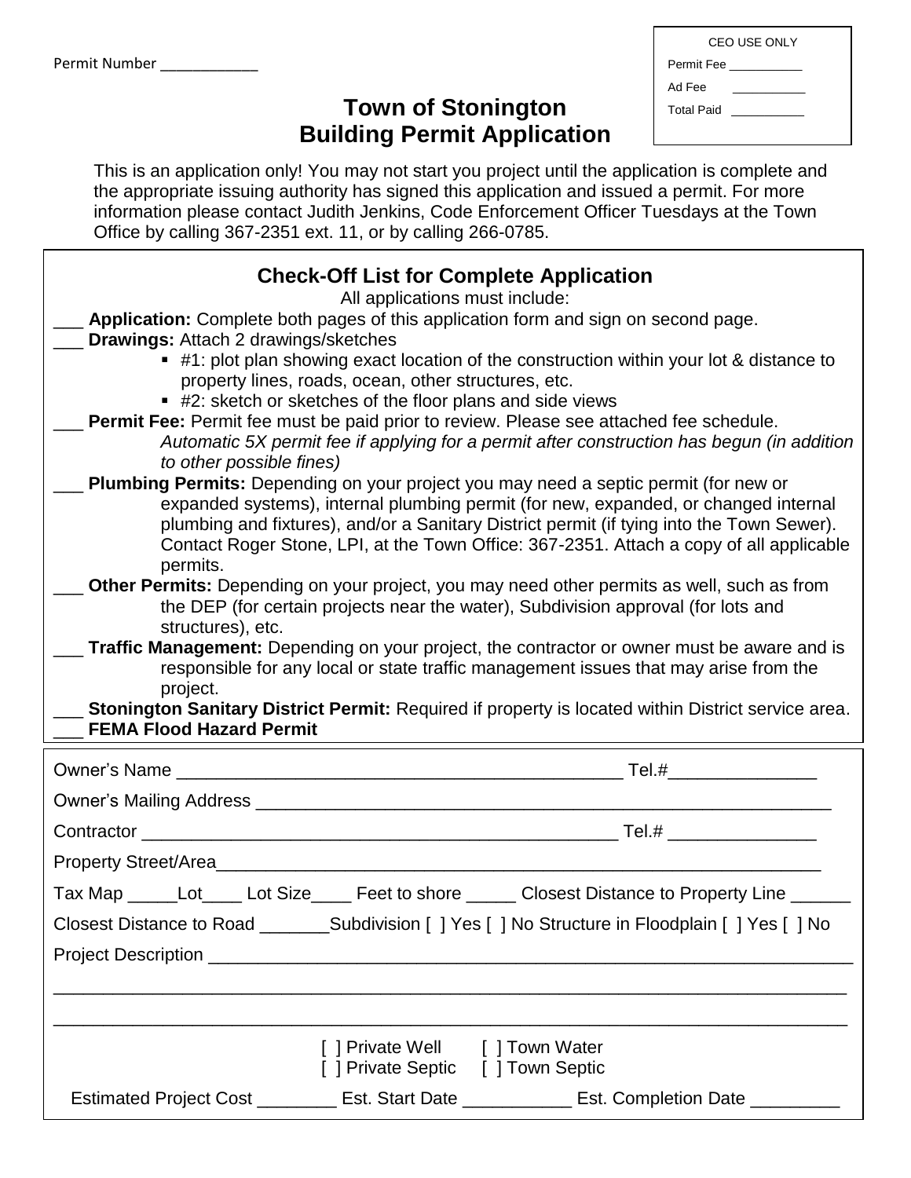Permit Number ___________

| CEO USE ONLY |
| --- |
| Permit Fee __________ |
| Ad Fee __________ |
| Total Paid __________ |

# Town of Stonington
# Building Permit Application

This is an application only! You may not start you project until the application is complete and the appropriate issuing authority has signed this application and issued a permit. For more information please contact Judith Jenkins, Code Enforcement Officer Tuesdays at the Town Office by calling 367-2351 ext. 11, or by calling 266-0785.

## Check-Off List for Complete Application

All applications must include:

___ **Application:** Complete both pages of this application form and sign on second page.

___ **Drawings:** Attach 2 drawings/sketches
- #1: plot plan showing exact location of the construction within your lot & distance to property lines, roads, ocean, other structures, etc.
- #2: sketch or sketches of the floor plans and side views

___ **Permit Fee:** Permit fee must be paid prior to review. Please see attached fee schedule. *Automatic 5X permit fee if applying for a permit after construction has begun (in addition to other possible fines)*

___ **Plumbing Permits:** Depending on your project you may need a septic permit (for new or expanded systems), internal plumbing permit (for new, expanded, or changed internal plumbing and fixtures), and/or a Sanitary District permit (if tying into the Town Sewer). Contact Roger Stone, LPI, at the Town Office: 367-2351. Attach a copy of all applicable permits.

___ **Other Permits:** Depending on your project, you may need other permits as well, such as from the DEP (for certain projects near the water), Subdivision approval (for lots and structures), etc.

___ **Traffic Management:** Depending on your project, the contractor or owner must be aware and is responsible for any local or state traffic management issues that may arise from the project.

___ **Stonington Sanitary District Permit:** Required if property is located within District service area.

___ **FEMA Flood Hazard Permit**

Owner's Name _____________________________________________ Tel.#_______________

Owner's Mailing Address ___________________________________________________________

Contractor _________________________________________________ Tel.# _______________

Property Street/Area_____________________________________________________________

Tax Map _____Lot____ Lot Size____ Feet to shore _____ Closest Distance to Property Line ______

Closest Distance to Road _______Subdivision [ ] Yes [ ] No Structure in Floodplain [ ] Yes [ ] No

Project Description _______________________________________________________________

_________________________________________________________________________________

_________________________________________________________________________________

[ ] Private Well [ ] Town Water
[ ] Private Septic [ ] Town Septic

Estimated Project Cost ________ Est. Start Date ___________ Est. Completion Date _________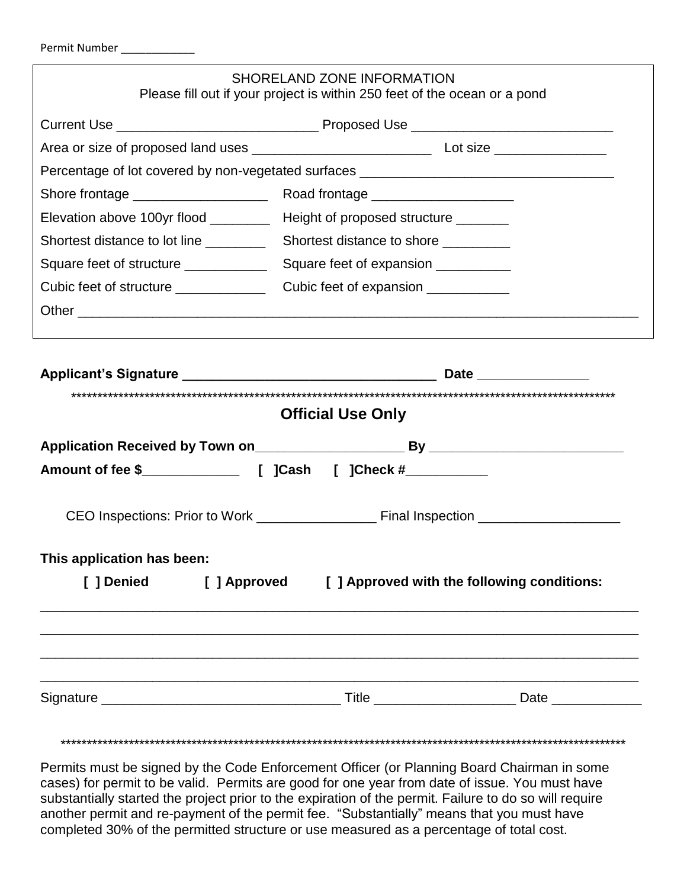Permit Number ____________

SHOREPLACEHOLDER

Permit Number ____________

SHORELAND ZONE INFORMATION
Please fill out if your project is within 250 feet of the ocean or a pond

Current Use __________________________ Proposed Use __________________________

Area or size of proposed land uses _______________________ Lot size ______________

Percentage of lot covered by non-vegetated surfaces _________________________________

Shore frontage _________________ Road frontage __________________

Elevation above 100yr flood ________ Height of proposed structure _______

Shortest distance to lot line ________ Shortest distance to shore _________

Square feet of structure ___________ Square feet of expansion __________

Cubic feet of structure ____________ Cubic feet of expansion ___________

Other ____________________________________________________________________________

**Applicant's Signature ________________________________ Date ______________**

*************************************************************************************************************

**Official Use Only**

**Application Received by Town on___________________ By _________________________**

**Amount of fee $_____________ [ ]Cash [ ]Check #___________**

CEO Inspections: Prior to Work _______________ Final Inspection __________________

**This application has been:**

**[ ] Denied [ ] Approved [ ] Approved with the following conditions:**

____________________________________________________________________________

____________________________________________________________________________

____________________________________________________________________________

____________________________________________________________________________

Signature _______________________________ Title __________________ Date ___________

*************************************************************************************************************

Permits must be signed by the Code Enforcement Officer (or Planning Board Chairman in some cases) for permit to be valid. Permits are good for one year from date of issue. You must have substantially started the project prior to the expiration of the permit. Failure to do so will require another permit and re-payment of the permit fee. "Substantially" means that you must have completed 30% of the permitted structure or use measured as a percentage of total cost.